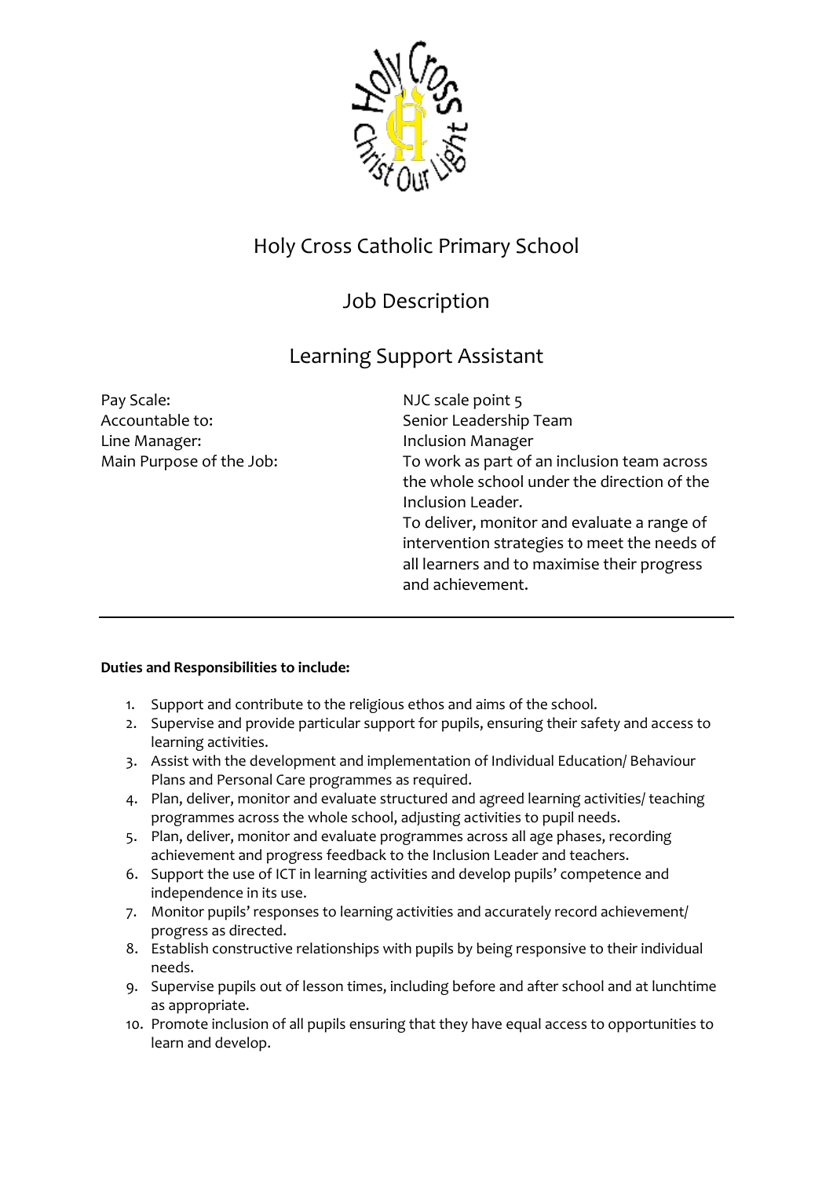# Holy Cross Catholic Primary School

## Job Description

## Learning Support Assistant

| | |
|---|---|
| Pay Scale: | NJC scale point 5 |
| Accountable to: | Senior Leadership Team |
| Line Manager: | Inclusion Manager |
| Main Purpose of the Job: | To work as part of an inclusion team across the whole school under the direction of the Inclusion Leader. To deliver, monitor and evaluate a range of intervention strategies to meet the needs of all learners and to maximise their progress and achievement. |

---

**Duties and Responsibilities to include:**

1. Support and contribute to the religious ethos and aims of the school.
2. Supervise and provide particular support for pupils, ensuring their safety and access to learning activities.
3. Assist with the development and implementation of Individual Education/ Behaviour Plans and Personal Care programmes as required.
4. Plan, deliver, monitor and evaluate structured and agreed learning activities/ teaching programmes across the whole school, adjusting activities to pupil needs.
5. Plan, deliver, monitor and evaluate programmes across all age phases, recording achievement and progress feedback to the Inclusion Leader and teachers.
6. Support the use of ICT in learning activities and develop pupils' competence and independence in its use.
7. Monitor pupils' responses to learning activities and accurately record achievement/ progress as directed.
8. Establish constructive relationships with pupils by being responsive to their individual needs.
9. Supervise pupils out of lesson times, including before and after school and at lunchtime as appropriate.
10. Promote inclusion of all pupils ensuring that they have equal access to opportunities to learn and develop.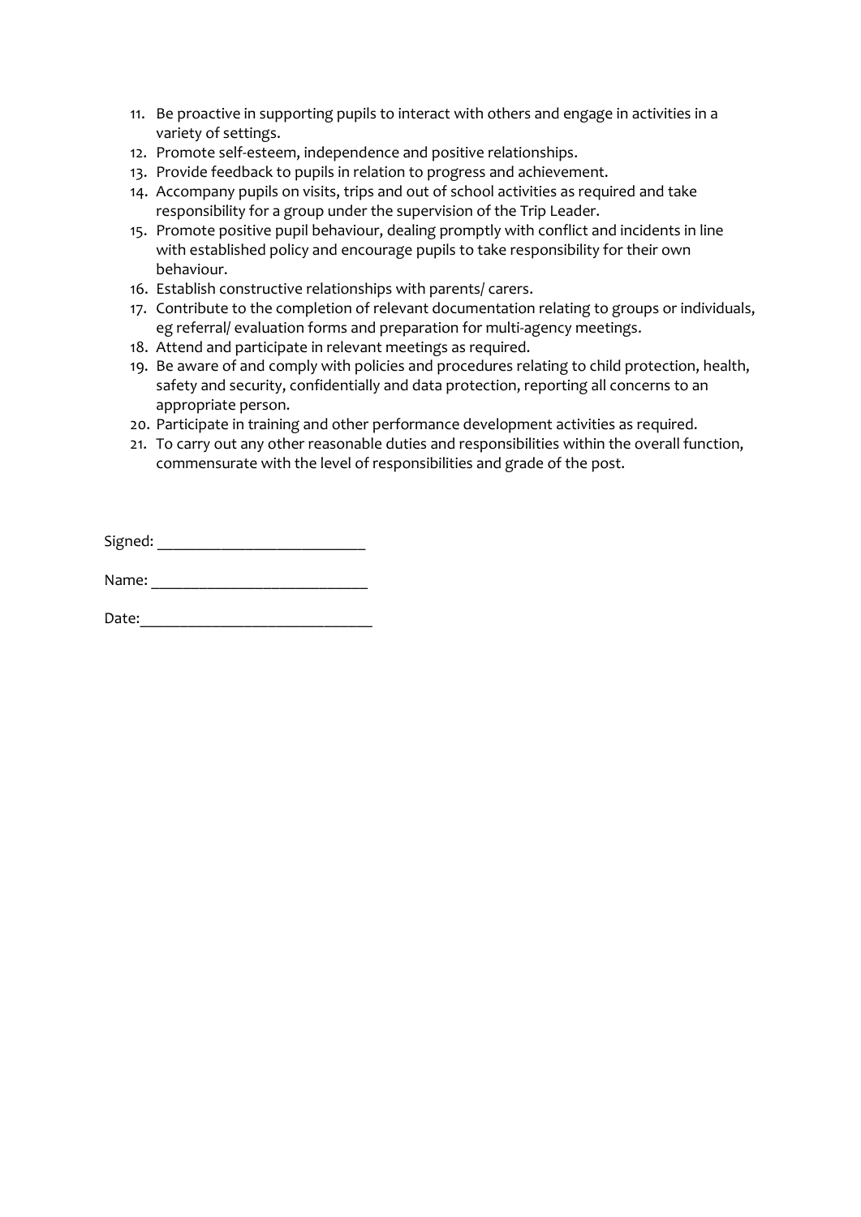11. Be proactive in supporting pupils to interact with others and engage in activities in a variety of settings.
12. Promote self-esteem, independence and positive relationships.
13. Provide feedback to pupils in relation to progress and achievement.
14. Accompany pupils on visits, trips and out of school activities as required and take responsibility for a group under the supervision of the Trip Leader.
15. Promote positive pupil behaviour, dealing promptly with conflict and incidents in line with established policy and encourage pupils to take responsibility for their own behaviour.
16. Establish constructive relationships with parents/ carers.
17. Contribute to the completion of relevant documentation relating to groups or individuals, eg referral/ evaluation forms and preparation for multi-agency meetings.
18. Attend and participate in relevant meetings as required.
19. Be aware of and comply with policies and procedures relating to child protection, health, safety and security, confidentially and data protection, reporting all concerns to an appropriate person.
20. Participate in training and other performance development activities as required.
21. To carry out any other reasonable duties and responsibilities within the overall function, commensurate with the level of responsibilities and grade of the post.

Signed: ___________________________

Name: ___________________________

Date:______________________________